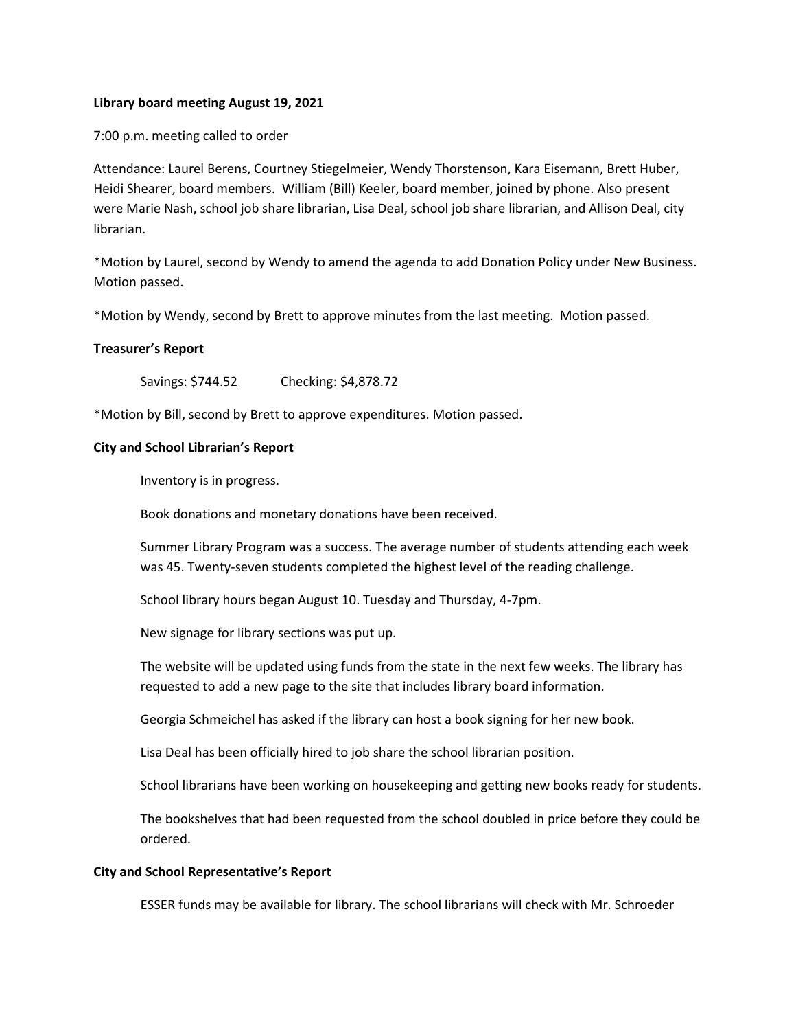**Library board meeting August 19, 2021**

7:00 p.m. meeting called to order

Attendance: Laurel Berens, Courtney Stiegelmeier, Wendy Thorstenson, Kara Eisemann, Brett Huber, Heidi Shearer, board members. William (Bill) Keeler, board member, joined by phone. Also present were Marie Nash, school job share librarian, Lisa Deal, school job share librarian, and Allison Deal, city librarian.

*Motion by Laurel, second by Wendy to amend the agenda to add Donation Policy under New Business. Motion passed.

*Motion by Wendy, second by Brett to approve minutes from the last meeting. Motion passed.

**Treasurer's Report**

Savings: $744.52 Checking: $4,878.72

*Motion by Bill, second by Brett to approve expenditures. Motion passed.

**City and School Librarian's Report**

Inventory is in progress.

Book donations and monetary donations have been received.

Summer Library Program was a success. The average number of students attending each week was 45. Twenty-seven students completed the highest level of the reading challenge.

School library hours began August 10. Tuesday and Thursday, 4-7pm.

New signage for library sections was put up.

The website will be updated using funds from the state in the next few weeks. The library has requested to add a new page to the site that includes library board information.

Georgia Schmeichel has asked if the library can host a book signing for her new book.

Lisa Deal has been officially hired to job share the school librarian position.

School librarians have been working on housekeeping and getting new books ready for students.

The bookshelves that had been requested from the school doubled in price before they could be ordered.

**City and School Representative's Report**

ESSER funds may be available for library. The school librarians will check with Mr. Schroeder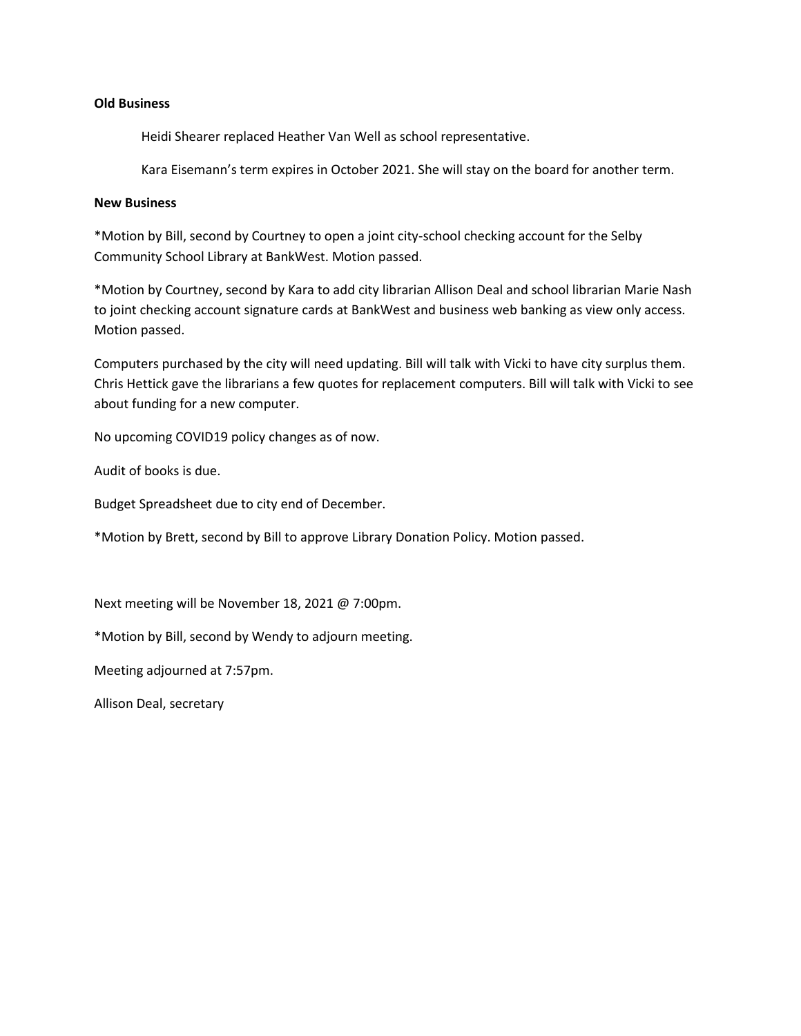**Old Business**

Heidi Shearer replaced Heather Van Well as school representative.

Kara Eisemann's term expires in October 2021. She will stay on the board for another term.

**New Business**

*Motion by Bill, second by Courtney to open a joint city-school checking account for the Selby Community School Library at BankWest. Motion passed.

*Motion by Courtney, second by Kara to add city librarian Allison Deal and school librarian Marie Nash to joint checking account signature cards at BankWest and business web banking as view only access. Motion passed.

Computers purchased by the city will need updating. Bill will talk with Vicki to have city surplus them. Chris Hettick gave the librarians a few quotes for replacement computers. Bill will talk with Vicki to see about funding for a new computer.

No upcoming COVID19 policy changes as of now.

Audit of books is due.

Budget Spreadsheet due to city end of December.

*Motion by Brett, second by Bill to approve Library Donation Policy. Motion passed.

Next meeting will be November 18, 2021 @ 7:00pm.

*Motion by Bill, second by Wendy to adjourn meeting.

Meeting adjourned at 7:57pm.

Allison Deal, secretary